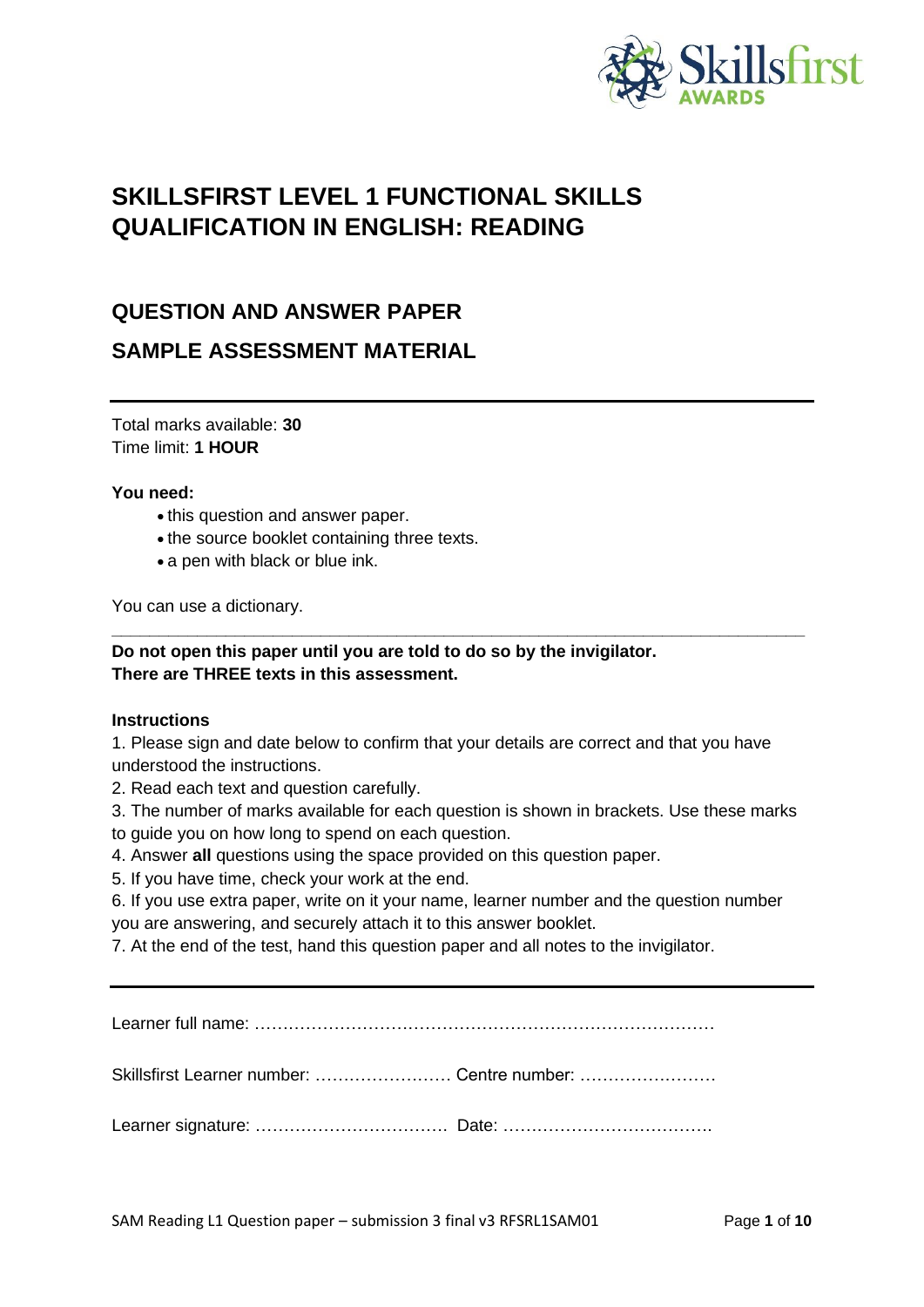# SKILLSFIRST LEVEL 1 FUNCTIONAL SKILLS QUALIFICATION IN ENGLISH: READING

## QUESTION AND ANSWER PAPER

## SAMPLE ASSESSMENT MATERIAL

---

Total marks available: **30**
Time limit: **1 HOUR**

**You need:**

- this question and answer paper.
- the source booklet containing three texts.
- a pen with black or blue ink.

You can use a dictionary.

---

**Do not open this paper until you are told to do so by the invigilator.**
**There are THREE texts in this assessment.**

**Instructions**

1. Please sign and date below to confirm that your details are correct and that you have understood the instructions.
2. Read each text and question carefully.
3. The number of marks available for each question is shown in brackets. Use these marks to guide you on how long to spend on each question.
4. Answer **all** questions using the space provided on this question paper.
5. If you have time, check your work at the end.
6. If you use extra paper, write on it your name, learner number and the question number you are answering, and securely attach it to this answer booklet.
7. At the end of the test, hand this question paper and all notes to the invigilator.

---

Learner full name: ………………………………………………………………………

Skillsfirst Learner number: …………………… Centre number: ……………………

Learner signature: ……………………………. Date: ……………………………….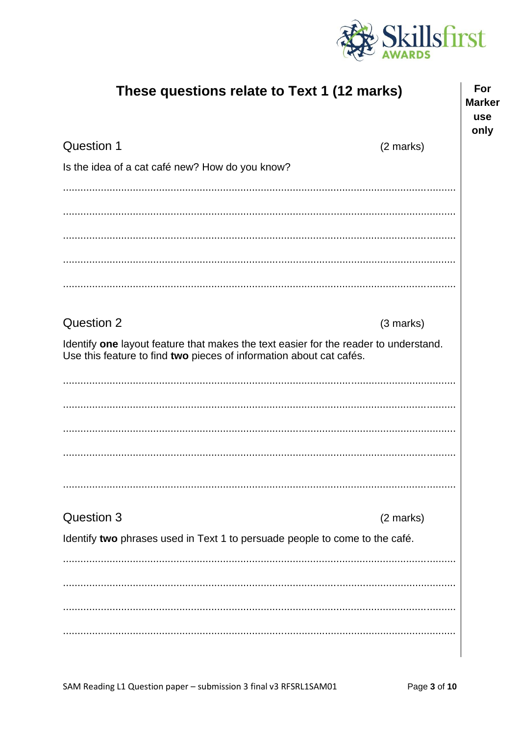## These questions relate to Text 1 (12 marks)

**For Marker use only**

### Question 1

(2 marks)

Is the idea of a cat café new? How do you know?

.....................................................................................................................................

.....................................................................................................................................

.....................................................................................................................................

.....................................................................................................................................

.....................................................................................................................................

### Question 2

(3 marks)

Identify **one** layout feature that makes the text easier for the reader to understand. Use this feature to find **two** pieces of information about cat cafés.

.....................................................................................................................................

.....................................................................................................................................

.....................................................................................................................................

.....................................................................................................................................

.....................................................................................................................................

### Question 3

(2 marks)

Identify **two** phrases used in Text 1 to persuade people to come to the café.

.....................................................................................................................................

.....................................................................................................................................

.....................................................................................................................................

.....................................................................................................................................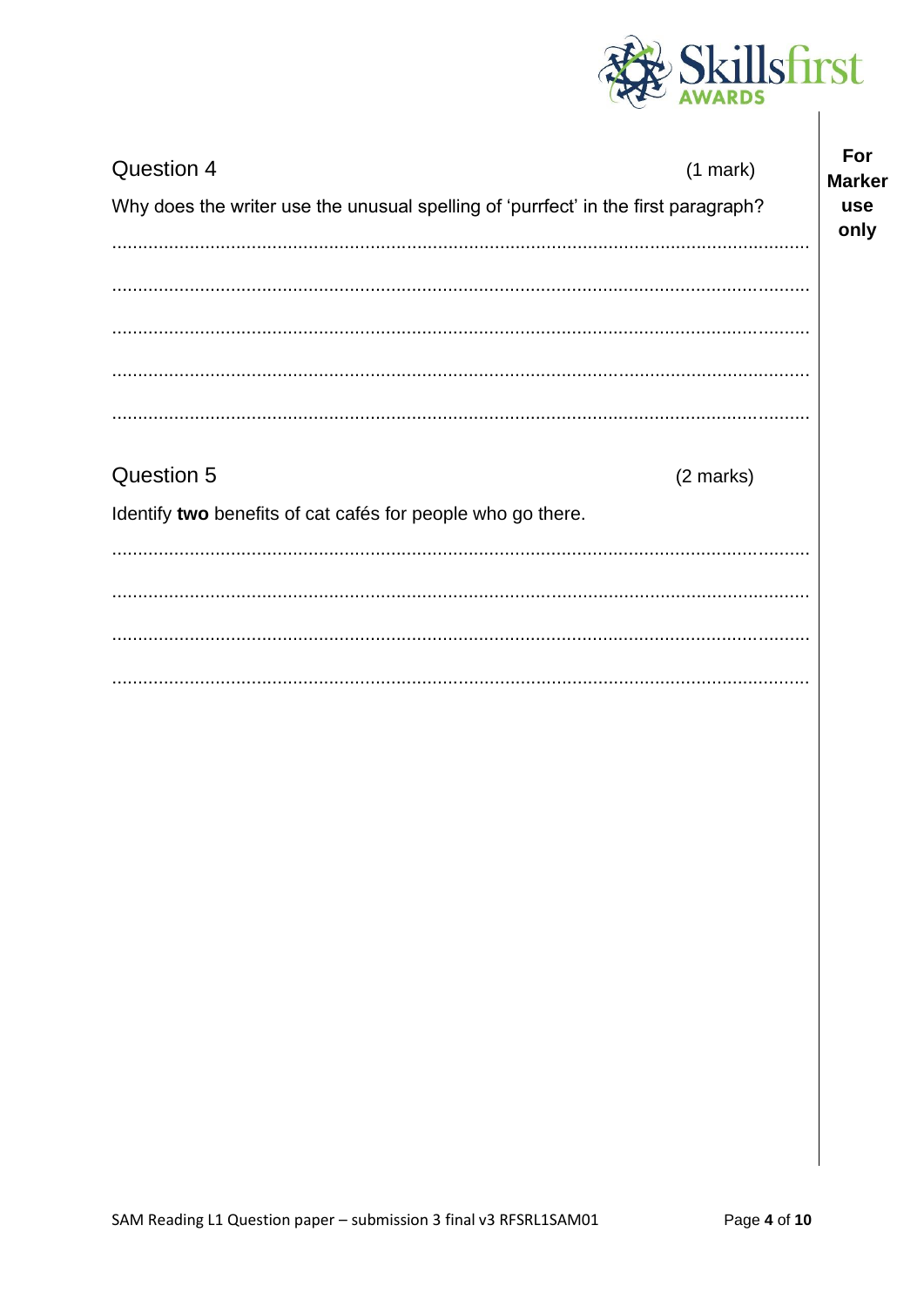## Question 4

(1 mark)

Why does the writer use the unusual spelling of 'purrfect' in the first paragraph?

.....................................................................................................................................

.....................................................................................................................................

.....................................................................................................................................

.....................................................................................................................................

.....................................................................................................................................

## Question 5

(2 marks)

Identify **two** benefits of cat cafés for people who go there.

.....................................................................................................................................

.....................................................................................................................................

.....................................................................................................................................

.....................................................................................................................................

For Marker use only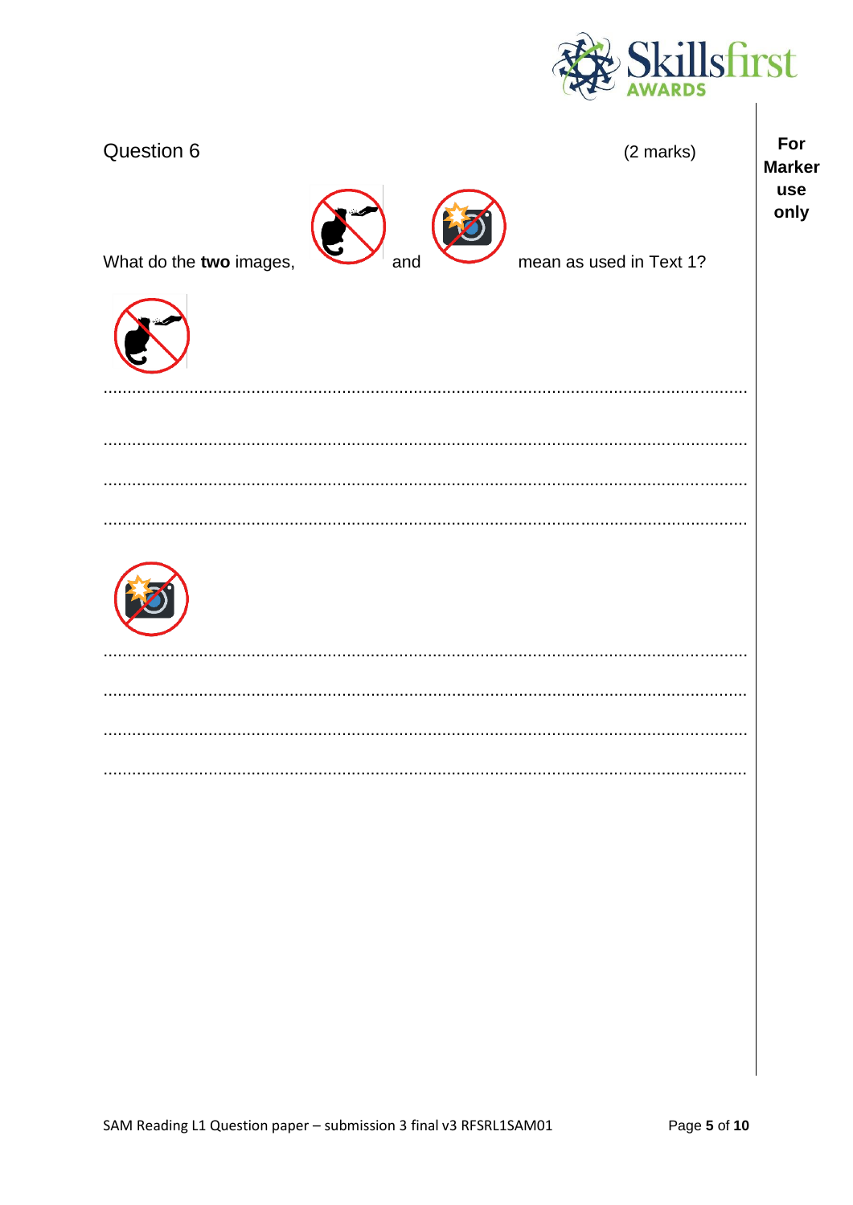Question 6 (2 marks)

What do the **two** images, and mean as used in Text 1?

..............................................................................................................................................

..............................................................................................................................................

..............................................................................................................................................

..............................................................................................................................................

..............................................................................................................................................

..............................................................................................................................................

..............................................................................................................................................

..............................................................................................................................................

**For Marker use only**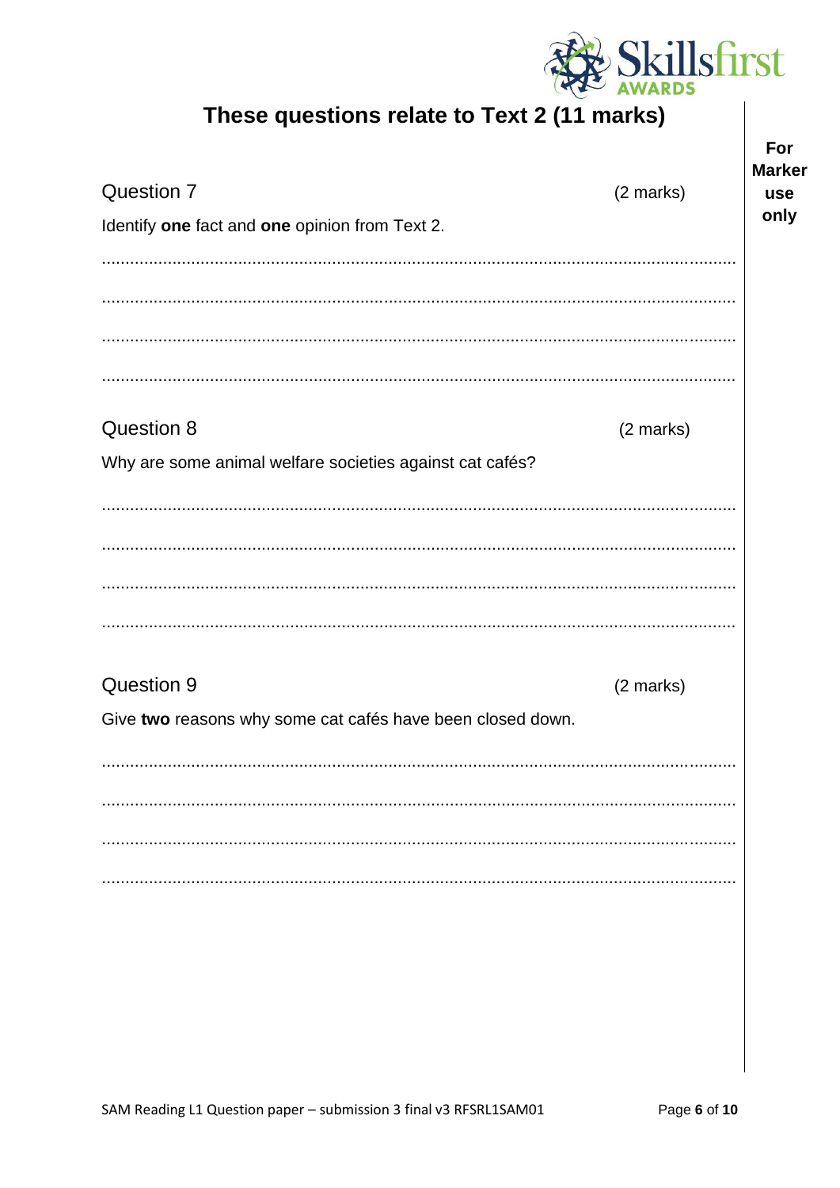## These questions relate to Text 2 (11 marks)

For Marker use only

### Question 7 (2 marks)

Identify **one** fact and **one** opinion from Text 2.

.......................................................................................................................................

.......................................................................................................................................

.......................................................................................................................................

.......................................................................................................................................

### Question 8 (2 marks)

Why are some animal welfare societies against cat cafés?

.......................................................................................................................................

.......................................................................................................................................

.......................................................................................................................................

.......................................................................................................................................

### Question 9 (2 marks)

Give **two** reasons why some cat cafés have been closed down.

.......................................................................................................................................

.......................................................................................................................................

.......................................................................................................................................

.......................................................................................................................................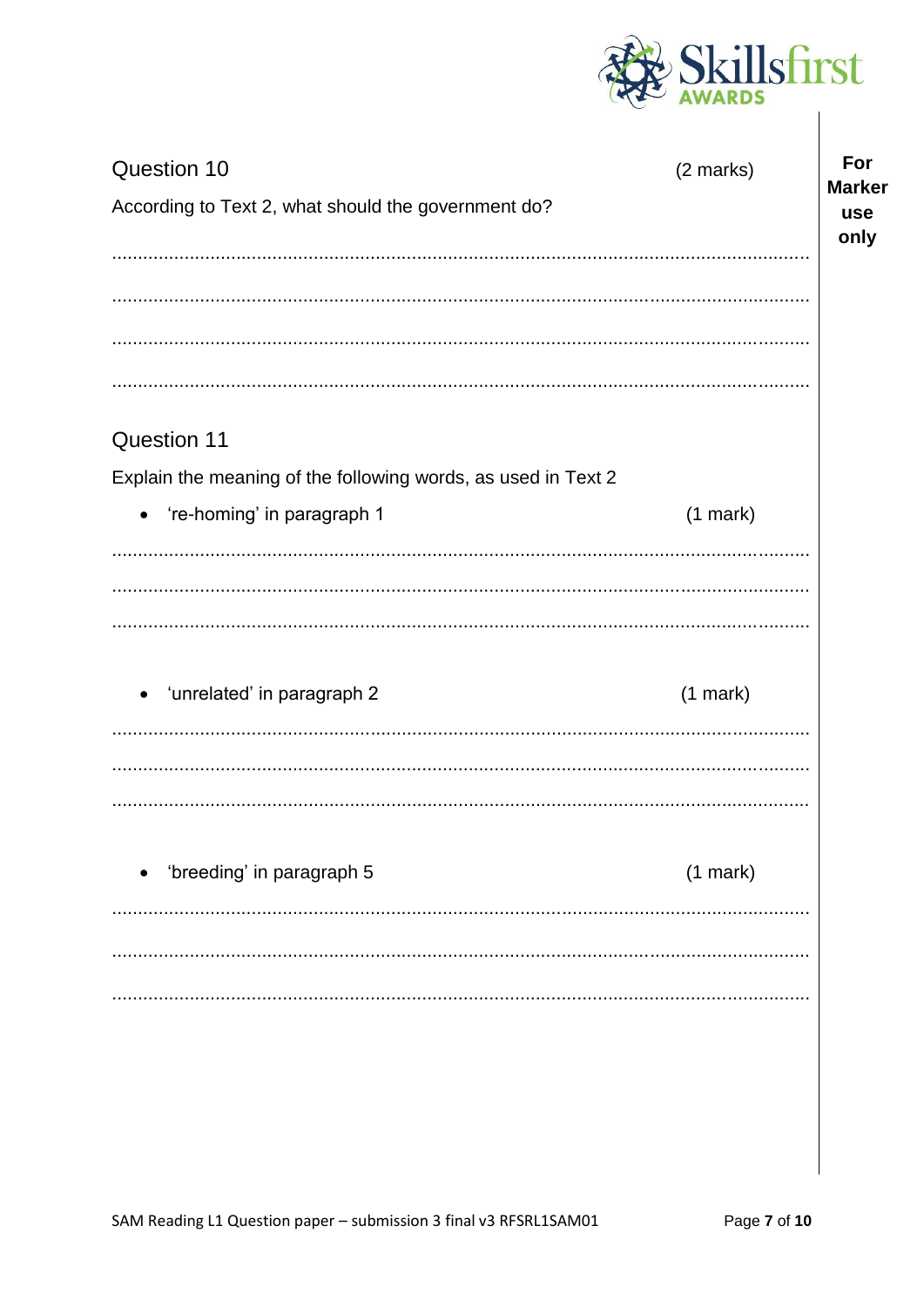## Question 10

(2 marks)

According to Text 2, what should the government do?

................................................................................................................................................

................................................................................................................................................

................................................................................................................................................

................................................................................................................................................

## Question 11

Explain the meaning of the following words, as used in Text 2

- 're-homing' in paragraph 1 (1 mark)

................................................................................................................................................

................................................................................................................................................

................................................................................................................................................

- 'unrelated' in paragraph 2 (1 mark)

................................................................................................................................................

................................................................................................................................................

................................................................................................................................................

- 'breeding' in paragraph 5 (1 mark)

................................................................................................................................................

................................................................................................................................................

................................................................................................................................................

**For Marker use only**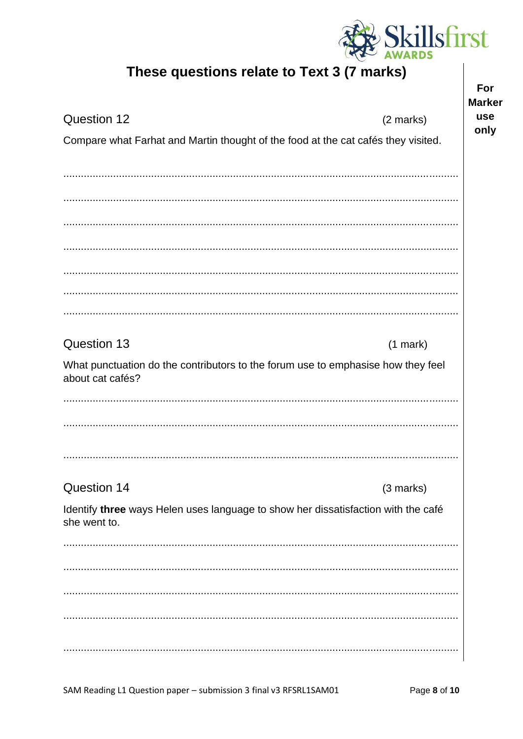## These questions relate to Text 3 (7 marks)

For Marker use only

**Question 12** (2 marks)

Compare what Farhat and Martin thought of the food at the cat cafés they visited.

......................................................................................................................................

......................................................................................................................................

......................................................................................................................................

......................................................................................................................................

......................................................................................................................................

......................................................................................................................................

......................................................................................................................................

**Question 13** (1 mark)

What punctuation do the contributors to the forum use to emphasise how they feel about cat cafés?

......................................................................................................................................

......................................................................................................................................

......................................................................................................................................

**Question 14** (3 marks)

Identify **three** ways Helen uses language to show her dissatisfaction with the café she went to.

......................................................................................................................................

......................................................................................................................................

......................................................................................................................................

......................................................................................................................................

......................................................................................................................................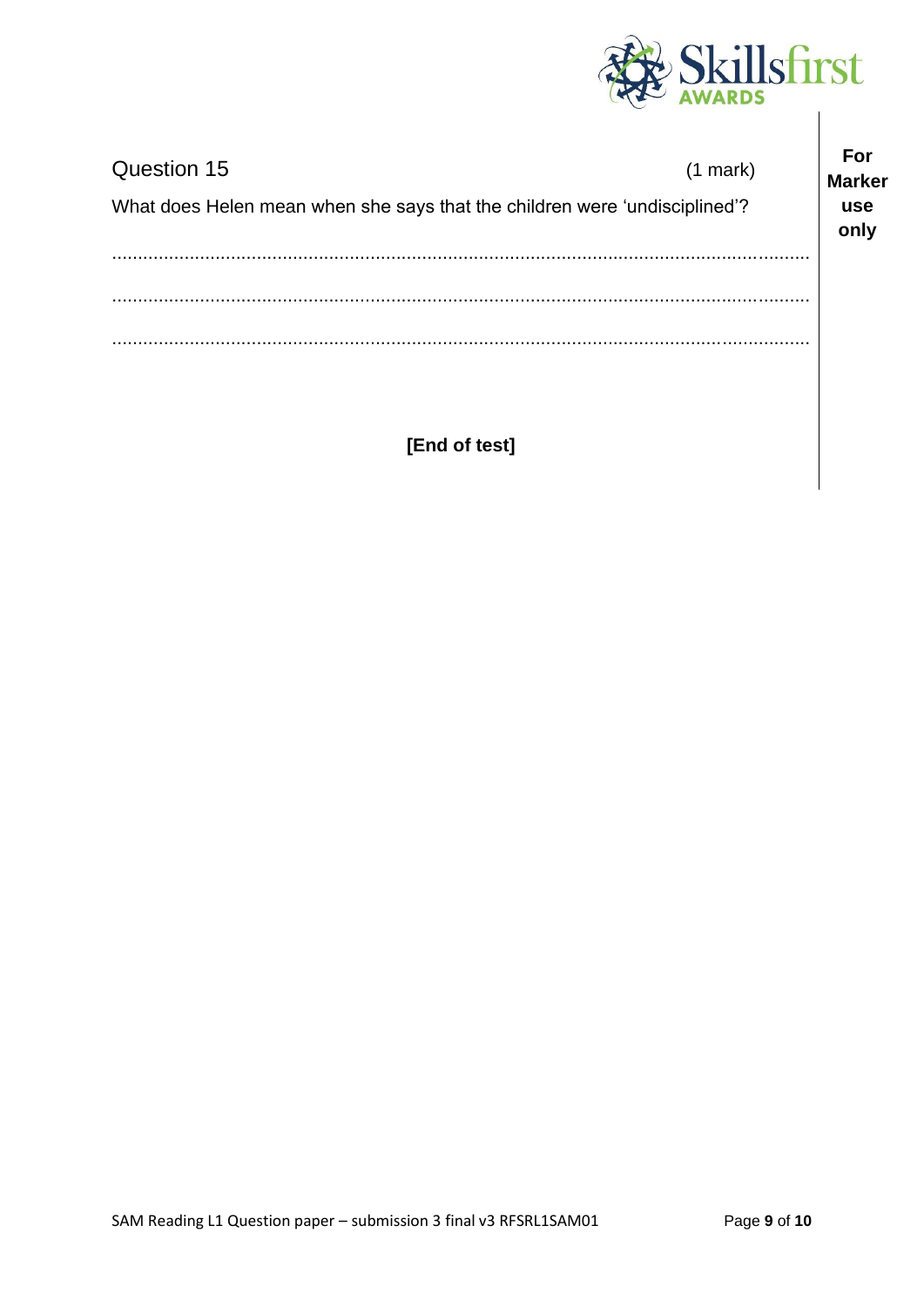## Question 15

(1 mark)

What does Helen mean when she says that the children were 'undisciplined'?

.......................................................................................................................................

.......................................................................................................................................

.......................................................................................................................................

**For Marker use only**

**[End of test]**